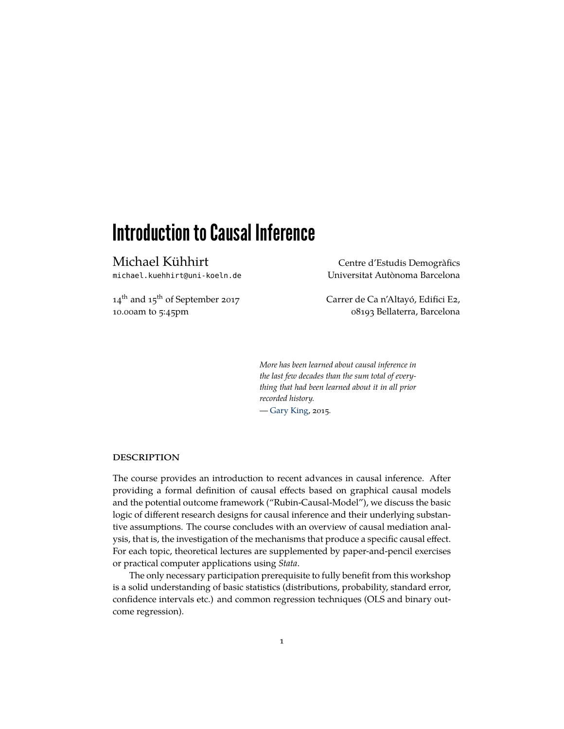# Introduction to Causal Inference

Michael Kühhirt
michael.kuehhirt@uni-koeln.de

14th and 15th of September 2017
10.00am to 5:45pm

Centre d'Estudis Demogràfics
Universitat Autònoma Barcelona

Carrer de Ca n'Altayó, Edifici E2,
08193 Bellaterra, Barcelona

> *More has been learned about causal inference in the last few decades than the sum total of everything that had been learned about it in all prior recorded history.*
> — Gary King, 2015.

## DESCRIPTION

The course provides an introduction to recent advances in causal inference. After providing a formal definition of causal effects based on graphical causal models and the potential outcome framework ("Rubin-Causal-Model"), we discuss the basic logic of different research designs for causal inference and their underlying substantive assumptions. The course concludes with an overview of causal mediation analysis, that is, the investigation of the mechanisms that produce a specific causal effect. For each topic, theoretical lectures are supplemented by paper-and-pencil exercises or practical computer applications using *Stata*.

The only necessary participation prerequisite to fully benefit from this workshop is a solid understanding of basic statistics (distributions, probability, standard error, confidence intervals etc.) and common regression techniques (OLS and binary outcome regression).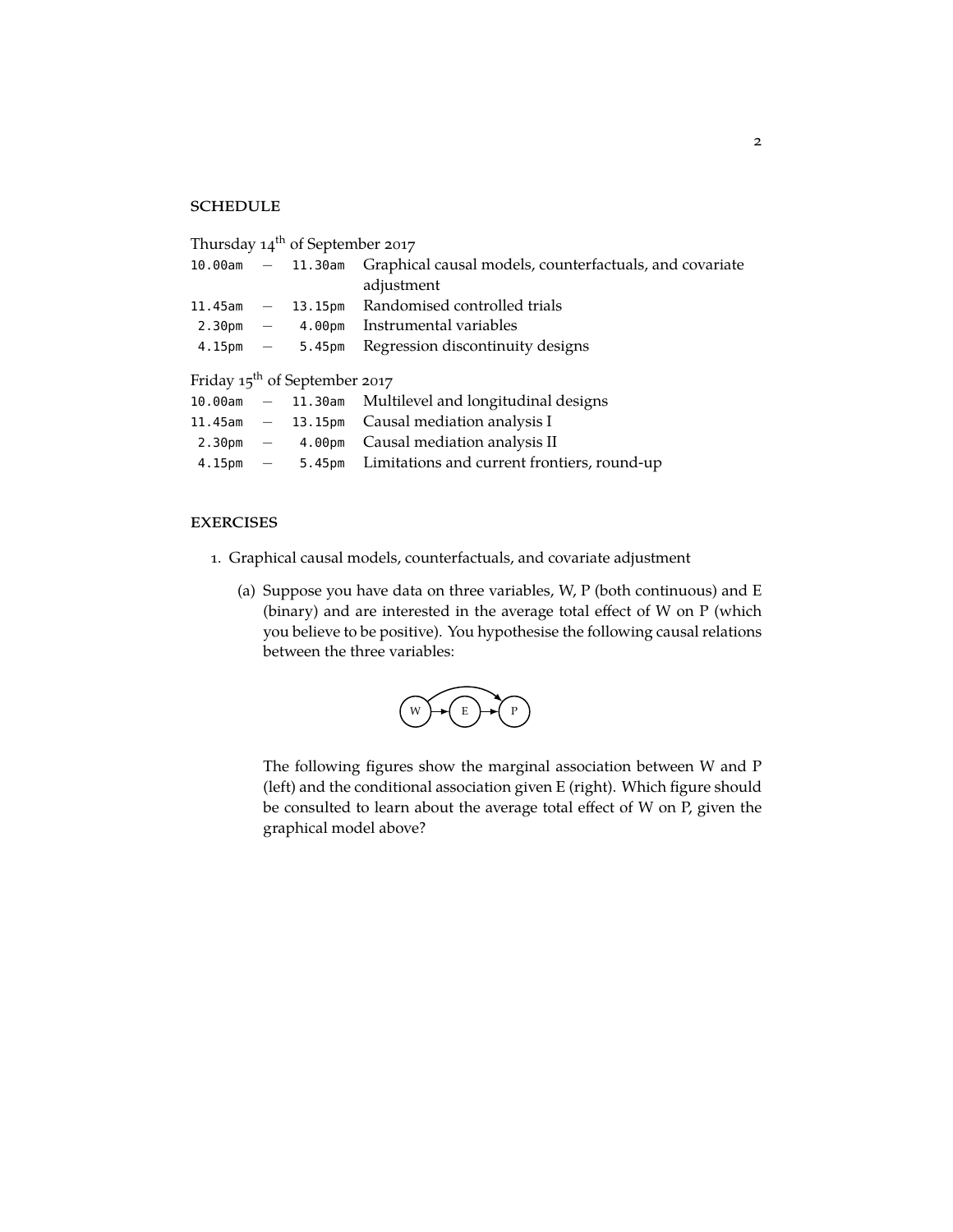## SCHEDULE

Thursday 14th of September 2017

| | | |
|---|---|---|
| 10.00am | – 11.30am | Graphical causal models, counterfactuals, and covariate adjustment |
| 11.45am | – 13.15pm | Randomised controlled trials |
| 2.30pm | – 4.00pm | Instrumental variables |
| 4.15pm | – 5.45pm | Regression discontinuity designs |

Friday 15th of September 2017

| | | |
|---|---|---|
| 10.00am | – 11.30am | Multilevel and longitudinal designs |
| 11.45am | – 13.15pm | Causal mediation analysis I |
| 2.30pm | – 4.00pm | Causal mediation analysis II |
| 4.15pm | – 5.45pm | Limitations and current frontiers, round-up |

## EXERCISES

1. Graphical causal models, counterfactuals, and covariate adjustment

   (a) Suppose you have data on three variables, W, P (both continuous) and E (binary) and are interested in the average total effect of W on P (which you believe to be positive). You hypothesise the following causal relations between the three variables:

   W → E → P, W → P

   The following figures show the marginal association between W and P (left) and the conditional association given E (right). Which figure should be consulted to learn about the average total effect of W on P, given the graphical model above?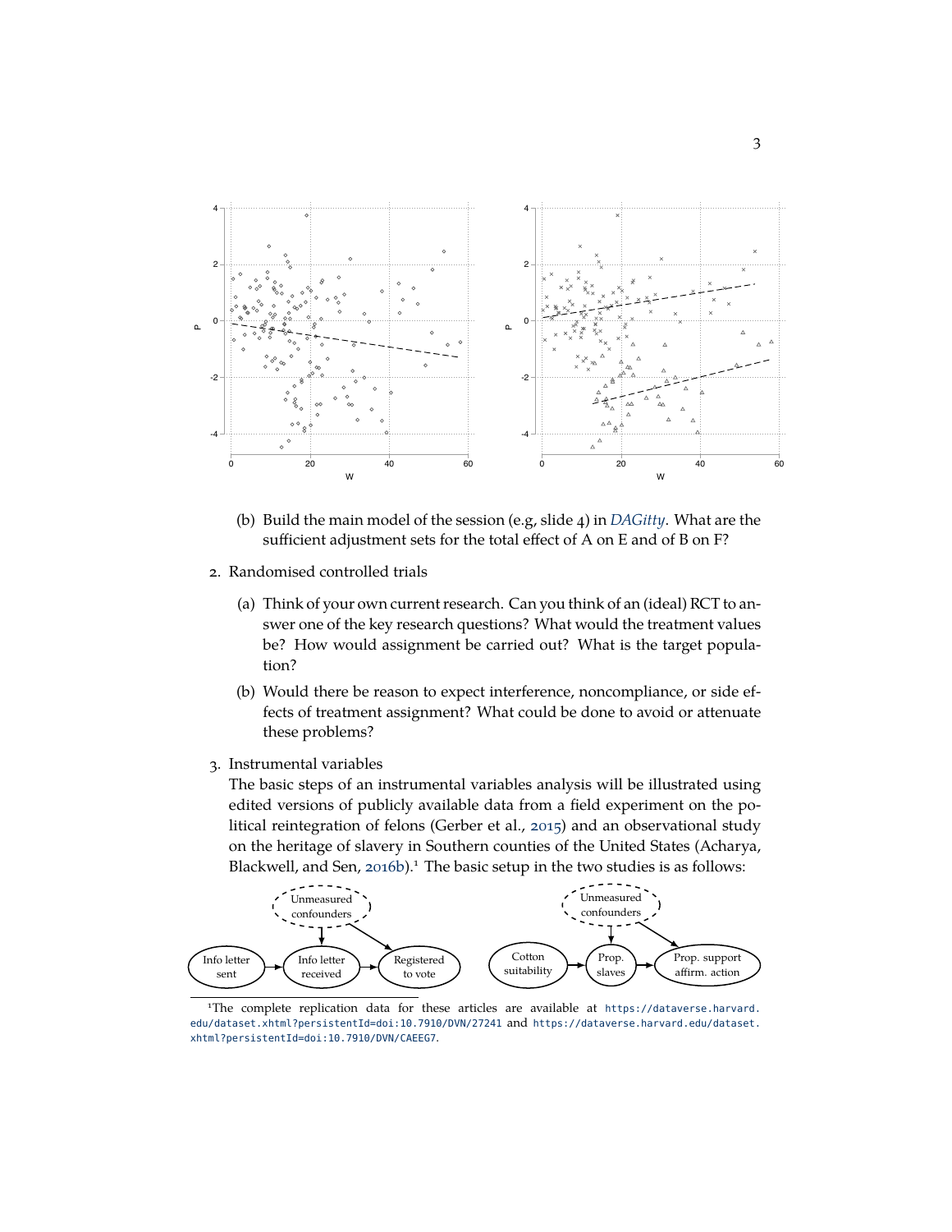(b) Build the main model of the session (e.g, slide 4) in *DAGitty*. What are the sufficient adjustment sets for the total effect of A on E and of B on F?

2. Randomised controlled trials

   (a) Think of your own current research. Can you think of an (ideal) RCT to answer one of the key research questions? What would the treatment values be? How would assignment be carried out? What is the target population?

   (b) Would there be reason to expect interference, noncompliance, or side effects of treatment assignment? What could be done to avoid or attenuate these problems?

3. Instrumental variables

   The basic steps of an instrumental variables analysis will be illustrated using edited versions of publicly available data from a field experiment on the political reintegration of felons (Gerber et al., 2015) and an observational study on the heritage of slavery in Southern counties of the United States (Acharya, Blackwell, and Sen, 2016b).[1] The basic setup in the two studies is as follows:

[1] The complete replication data for these articles are available at https://dataverse.harvard.edu/dataset.xhtml?persistentId=doi:10.7910/DVN/27241 and https://dataverse.harvard.edu/dataset.xhtml?persistentId=doi:10.7910/DVN/CAEEG7.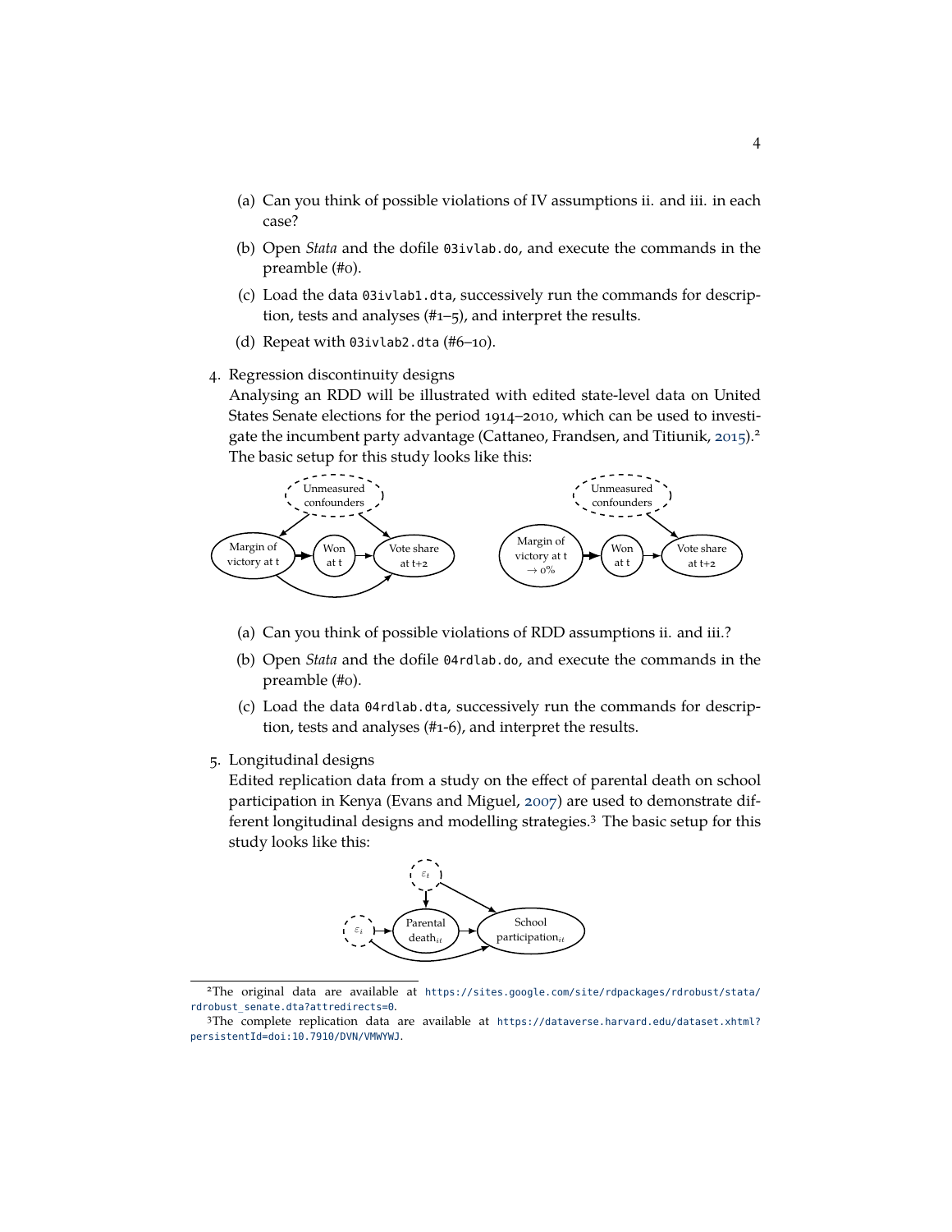(a) Can you think of possible violations of IV assumptions ii. and iii. in each case?

(b) Open *Stata* and the dofile `03ivlab.do`, and execute the commands in the preamble (#0).

(c) Load the data `03ivlab1.dta`, successively run the commands for description, tests and analyses (#1–5), and interpret the results.

(d) Repeat with `03ivlab2.dta` (#6–10).

4. Regression discontinuity designs
   Analysing an RDD will be illustrated with edited state-level data on United States Senate elections for the period 1914–2010, which can be used to investigate the incumbent party advantage (Cattaneo, Frandsen, and Titiunik, 2015).[2] The basic setup for this study looks like this:

   (a) Can you think of possible violations of RDD assumptions ii. and iii.?

   (b) Open *Stata* and the dofile `04rdlab.do`, and execute the commands in the preamble (#0).

   (c) Load the data `04rdlab.dta`, successively run the commands for description, tests and analyses (#1-6), and interpret the results.

5. Longitudinal designs
   Edited replication data from a study on the effect of parental death on school participation in Kenya (Evans and Miguel, 2007) are used to demonstrate different longitudinal designs and modelling strategies.[3] The basic setup for this study looks like this:

---

[2] The original data are available at https://sites.google.com/site/rdpackages/rdrobust/stata/rdrobust_senate.dta?attredirects=0.

[3] The complete replication data are available at https://dataverse.harvard.edu/dataset.xhtml?persistentId=doi:10.7910/DVN/VMWYWJ.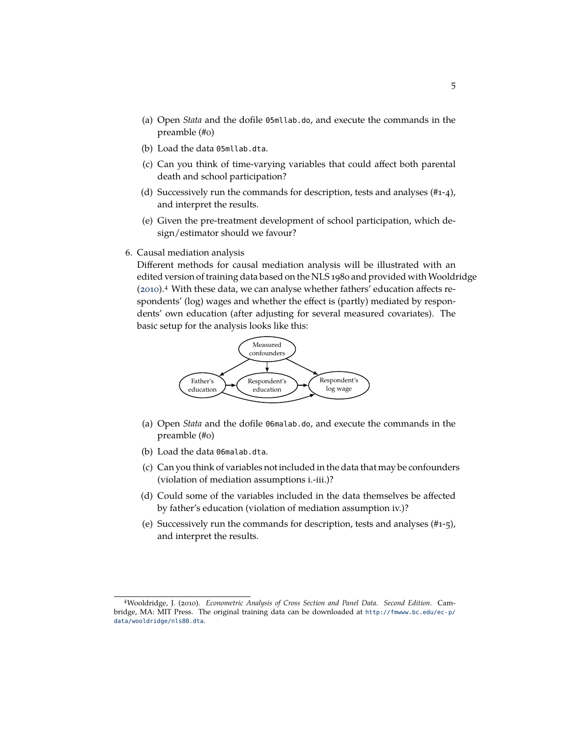(a) Open *Stata* and the dofile `05mllab.do`, and execute the commands in the preamble (#0)

(b) Load the data `05mllab.dta`.

(c) Can you think of time-varying variables that could affect both parental death and school participation?

(d) Successively run the commands for description, tests and analyses (#1-4), and interpret the results.

(e) Given the pre-treatment development of school participation, which design/estimator should we favour?

6. Causal mediation analysis

Different methods for causal mediation analysis will be illustrated with an edited version of training data based on the NLS 1980 and provided with Wooldridge (2010).[4] With these data, we can analyse whether fathers' education affects respondents' (log) wages and whether the effect is (partly) mediated by respondents' own education (after adjusting for several measured covariates). The basic setup for the analysis looks like this:

(a) Open *Stata* and the dofile `06malab.do`, and execute the commands in the preamble (#0)

(b) Load the data `06malab.dta`.

(c) Can you think of variables not included in the data that may be confounders (violation of mediation assumptions i.-iii.)?

(d) Could some of the variables included in the data themselves be affected by father's education (violation of mediation assumption iv.)?

(e) Successively run the commands for description, tests and analyses (#1-5), and interpret the results.

---

[4] Wooldridge, J. (2010). *Econometric Analysis of Cross Section and Panel Data. Second Edition*. Cambridge, MA: MIT Press. The original training data can be downloaded at http://fmwww.bc.edu/ec-p/data/wooldridge/nls80.dta.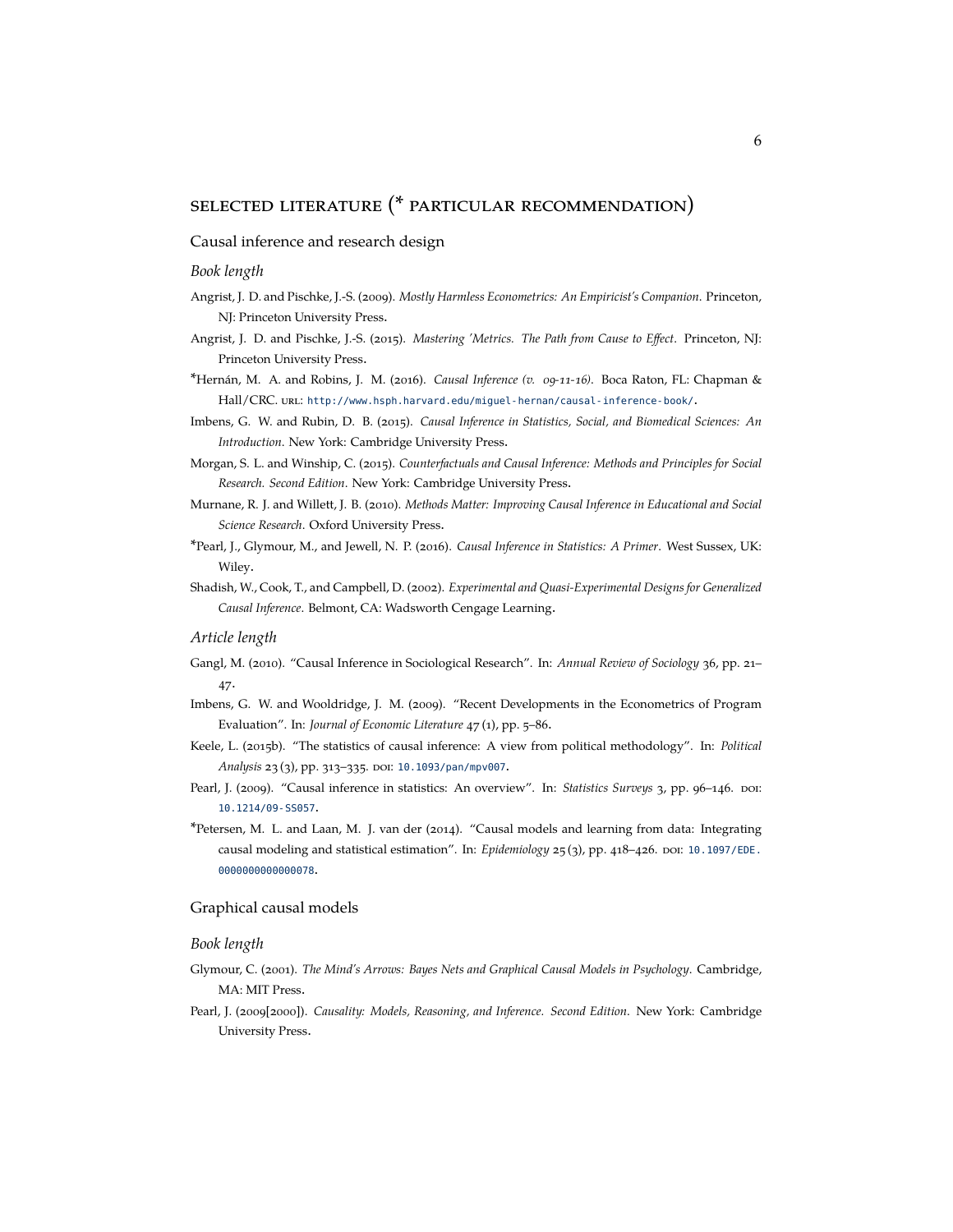## SELECTED LITERATURE (* PARTICULAR RECOMMENDATION)

### Causal inference and research design

#### *Book length*

Angrist, J. D. and Pischke, J.-S. (2009). *Mostly Harmless Econometrics: An Empiricist's Companion*. Princeton, NJ: Princeton University Press.

Angrist, J. D. and Pischke, J.-S. (2015). *Mastering 'Metrics. The Path from Cause to Effect*. Princeton, NJ: Princeton University Press.

*Hernán, M. A. and Robins, J. M. (2016). *Causal Inference (v. 09-11-16)*. Boca Raton, FL: Chapman & Hall/CRC. URL: http://www.hsph.harvard.edu/miguel-hernan/causal-inference-book/.

Imbens, G. W. and Rubin, D. B. (2015). *Causal Inference in Statistics, Social, and Biomedical Sciences: An Introduction*. New York: Cambridge University Press.

Morgan, S. L. and Winship, C. (2015). *Counterfactuals and Causal Inference: Methods and Principles for Social Research. Second Edition*. New York: Cambridge University Press.

Murnane, R. J. and Willett, J. B. (2010). *Methods Matter: Improving Causal Inference in Educational and Social Science Research*. Oxford University Press.

*Pearl, J., Glymour, M., and Jewell, N. P. (2016). *Causal Inference in Statistics: A Primer*. West Sussex, UK: Wiley.

Shadish, W., Cook, T., and Campbell, D. (2002). *Experimental and Quasi-Experimental Designs for Generalized Causal Inference*. Belmont, CA: Wadsworth Cengage Learning.

#### *Article length*

Gangl, M. (2010). "Causal Inference in Sociological Research". In: *Annual Review of Sociology* 36, pp. 21–47.

Imbens, G. W. and Wooldridge, J. M. (2009). "Recent Developments in the Econometrics of Program Evaluation". In: *Journal of Economic Literature* 47 (1), pp. 5–86.

Keele, L. (2015b). "The statistics of causal inference: A view from political methodology". In: *Political Analysis* 23 (3), pp. 313–335. DOI: 10.1093/pan/mpv007.

Pearl, J. (2009). "Causal inference in statistics: An overview". In: *Statistics Surveys* 3, pp. 96–146. DOI: 10.1214/09-SS057.

*Petersen, M. L. and Laan, M. J. van der (2014). "Causal models and learning from data: Integrating causal modeling and statistical estimation". In: *Epidemiology* 25 (3), pp. 418–426. DOI: 10.1097/EDE.0000000000000078.

### Graphical causal models

#### *Book length*

Glymour, C. (2001). *The Mind's Arrows: Bayes Nets and Graphical Causal Models in Psychology*. Cambridge, MA: MIT Press.

Pearl, J. (2009[2000]). *Causality: Models, Reasoning, and Inference. Second Edition*. New York: Cambridge University Press.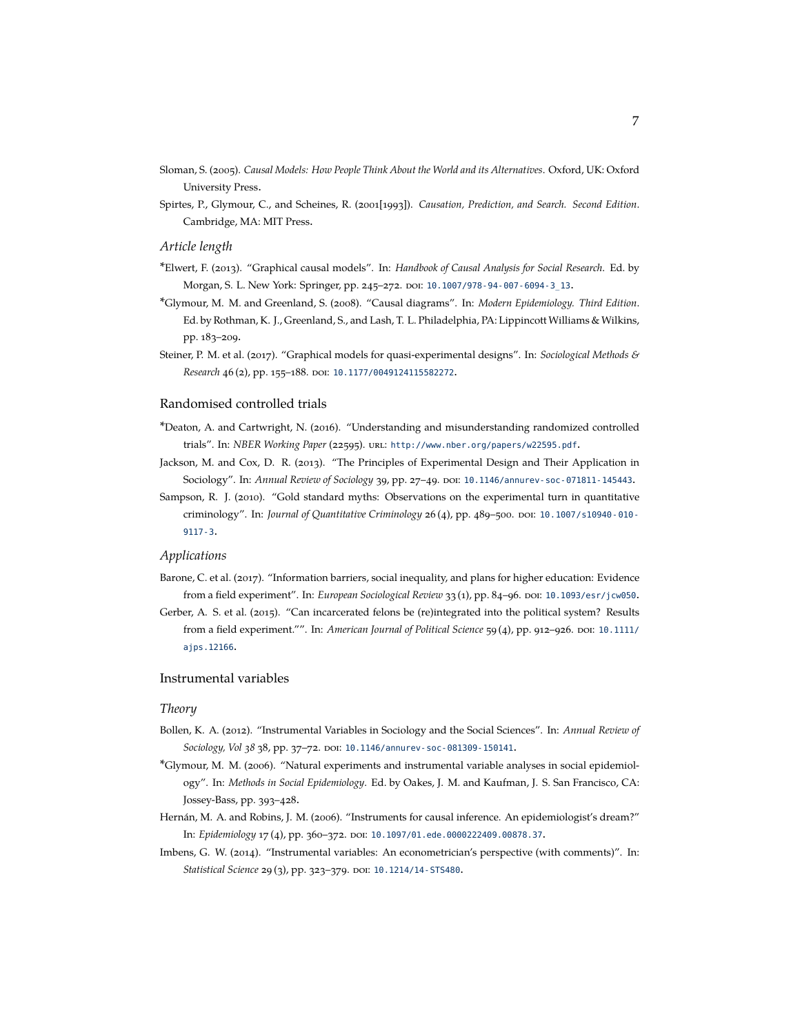Sloman, S. (2005). *Causal Models: How People Think About the World and its Alternatives*. Oxford, UK: Oxford University Press.

Spirtes, P., Glymour, C., and Scheines, R. (2001[1993]). *Causation, Prediction, and Search. Second Edition*. Cambridge, MA: MIT Press.

### *Article length*

*Elwert, F. (2013). "Graphical causal models". In: *Handbook of Causal Analysis for Social Research*. Ed. by Morgan, S. L. New York: Springer, pp. 245–272. DOI: 10.1007/978-94-007-6094-3_13.

*Glymour, M. M. and Greenland, S. (2008). "Causal diagrams". In: *Modern Epidemiology. Third Edition*. Ed. by Rothman, K. J., Greenland, S., and Lash, T. L. Philadelphia, PA: Lippincott Williams & Wilkins, pp. 183–209.

Steiner, P. M. et al. (2017). "Graphical models for quasi-experimental designs". In: *Sociological Methods & Research* 46 (2), pp. 155–188. DOI: 10.1177/0049124115582272.

## Randomised controlled trials

*Deaton, A. and Cartwright, N. (2016). "Understanding and misunderstanding randomized controlled trials". In: *NBER Working Paper* (22595). URL: http://www.nber.org/papers/w22595.pdf.

Jackson, M. and Cox, D. R. (2013). "The Principles of Experimental Design and Their Application in Sociology". In: *Annual Review of Sociology* 39, pp. 27–49. DOI: 10.1146/annurev-soc-071811-145443.

Sampson, R. J. (2010). "Gold standard myths: Observations on the experimental turn in quantitative criminology". In: *Journal of Quantitative Criminology* 26 (4), pp. 489–500. DOI: 10.1007/s10940-010-9117-3.

### *Applications*

Barone, C. et al. (2017). "Information barriers, social inequality, and plans for higher education: Evidence from a field experiment". In: *European Sociological Review* 33 (1), pp. 84–96. DOI: 10.1093/esr/jcw050.

Gerber, A. S. et al. (2015). "Can incarcerated felons be (re)integrated into the political system? Results from a field experiment."". In: *American Journal of Political Science* 59 (4), pp. 912–926. DOI: 10.1111/ajps.12166.

## Instrumental variables

### *Theory*

Bollen, K. A. (2012). "Instrumental Variables in Sociology and the Social Sciences". In: *Annual Review of Sociology, Vol 38* 38, pp. 37–72. DOI: 10.1146/annurev-soc-081309-150141.

*Glymour, M. M. (2006). "Natural experiments and instrumental variable analyses in social epidemiology". In: *Methods in Social Epidemiology*. Ed. by Oakes, J. M. and Kaufman, J. S. San Francisco, CA: Jossey-Bass, pp. 393–428.

Hernán, M. A. and Robins, J. M. (2006). "Instruments for causal inference. An epidemiologist's dream?" In: *Epidemiology* 17 (4), pp. 360–372. DOI: 10.1097/01.ede.0000222409.00878.37.

Imbens, G. W. (2014). "Instrumental variables: An econometrician's perspective (with comments)". In: *Statistical Science* 29 (3), pp. 323–379. DOI: 10.1214/14-STS480.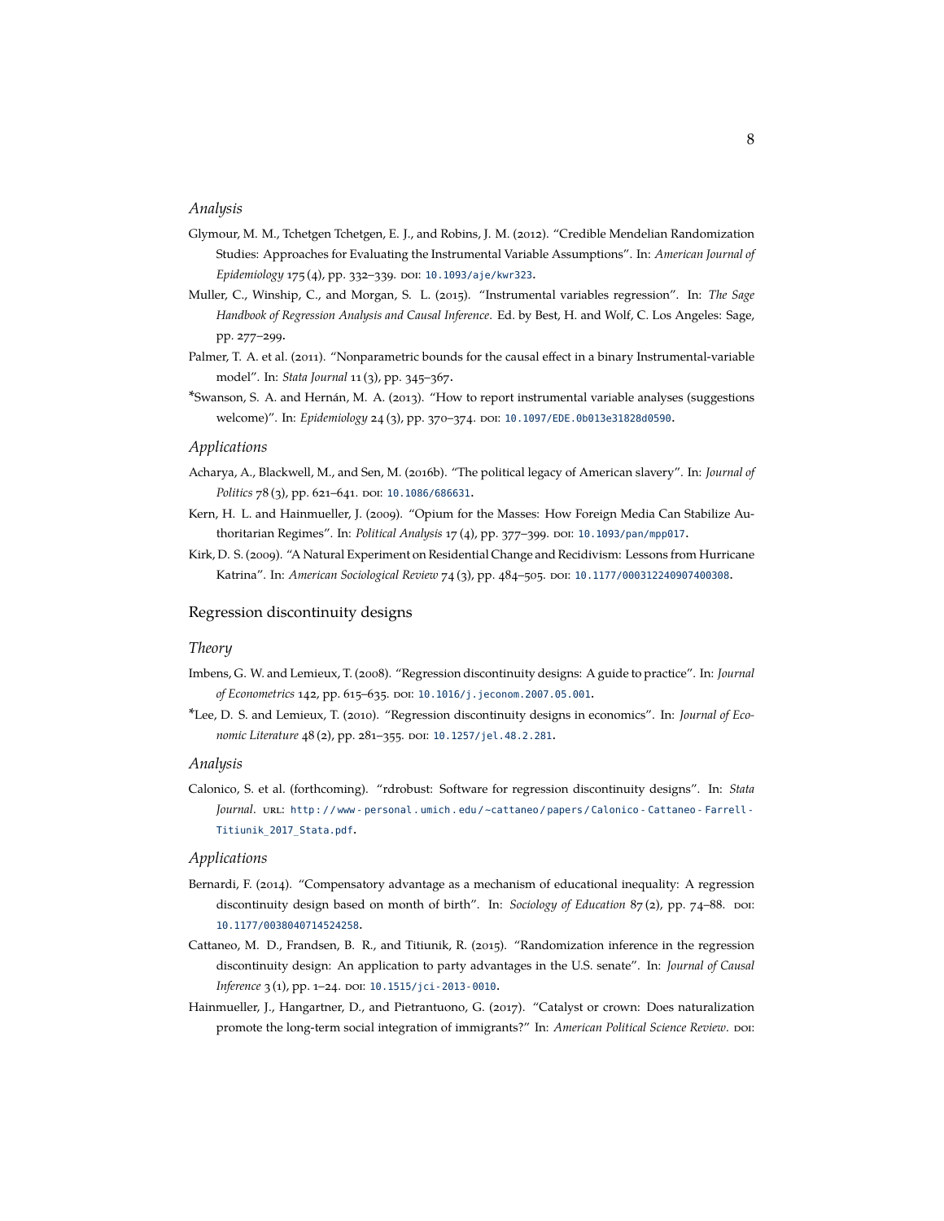### *Analysis*

Glymour, M. M., Tchetgen Tchetgen, E. J., and Robins, J. M. (2012). "Credible Mendelian Randomization Studies: Approaches for Evaluating the Instrumental Variable Assumptions". In: *American Journal of Epidemiology* 175 (4), pp. 332–339. DOI: 10.1093/aje/kwr323.

Muller, C., Winship, C., and Morgan, S. L. (2015). "Instrumental variables regression". In: *The Sage Handbook of Regression Analysis and Causal Inference*. Ed. by Best, H. and Wolf, C. Los Angeles: Sage, pp. 277–299.

Palmer, T. A. et al. (2011). "Nonparametric bounds for the causal effect in a binary Instrumental-variable model". In: *Stata Journal* 11 (3), pp. 345–367.

*Swanson, S. A. and Hernán, M. A. (2013). "How to report instrumental variable analyses (suggestions welcome)". In: *Epidemiology* 24 (3), pp. 370–374. DOI: 10.1097/EDE.0b013e31828d0590.

### *Applications*

Acharya, A., Blackwell, M., and Sen, M. (2016b). "The political legacy of American slavery". In: *Journal of Politics* 78 (3), pp. 621–641. DOI: 10.1086/686631.

Kern, H. L. and Hainmueller, J. (2009). "Opium for the Masses: How Foreign Media Can Stabilize Authoritarian Regimes". In: *Political Analysis* 17 (4), pp. 377–399. DOI: 10.1093/pan/mpp017.

Kirk, D. S. (2009). "A Natural Experiment on Residential Change and Recidivism: Lessons from Hurricane Katrina". In: *American Sociological Review* 74 (3), pp. 484–505. DOI: 10.1177/000312240907400308.

## Regression discontinuity designs

### *Theory*

Imbens, G. W. and Lemieux, T. (2008). "Regression discontinuity designs: A guide to practice". In: *Journal of Econometrics* 142, pp. 615–635. DOI: 10.1016/j.jeconom.2007.05.001.

*Lee, D. S. and Lemieux, T. (2010). "Regression discontinuity designs in economics". In: *Journal of Economic Literature* 48 (2), pp. 281–355. DOI: 10.1257/jel.48.2.281.

### *Analysis*

Calonico, S. et al. (forthcoming). "rdrobust: Software for regression discontinuity designs". In: *Stata Journal*. URL: http://www-personal.umich.edu/~cattaneo/papers/Calonico-Cattaneo-Farrell-Titiunik_2017_Stata.pdf.

### *Applications*

Bernardi, F. (2014). "Compensatory advantage as a mechanism of educational inequality: A regression discontinuity design based on month of birth". In: *Sociology of Education* 87 (2), pp. 74–88. DOI: 10.1177/0038040714524258.

Cattaneo, M. D., Frandsen, B. R., and Titiunik, R. (2015). "Randomization inference in the regression discontinuity design: An application to party advantages in the U.S. senate". In: *Journal of Causal Inference* 3 (1), pp. 1–24. DOI: 10.1515/jci-2013-0010.

Hainmueller, J., Hangartner, D., and Pietrantuono, G. (2017). "Catalyst or crown: Does naturalization promote the long-term social integration of immigrants?" In: *American Political Science Review*. DOI: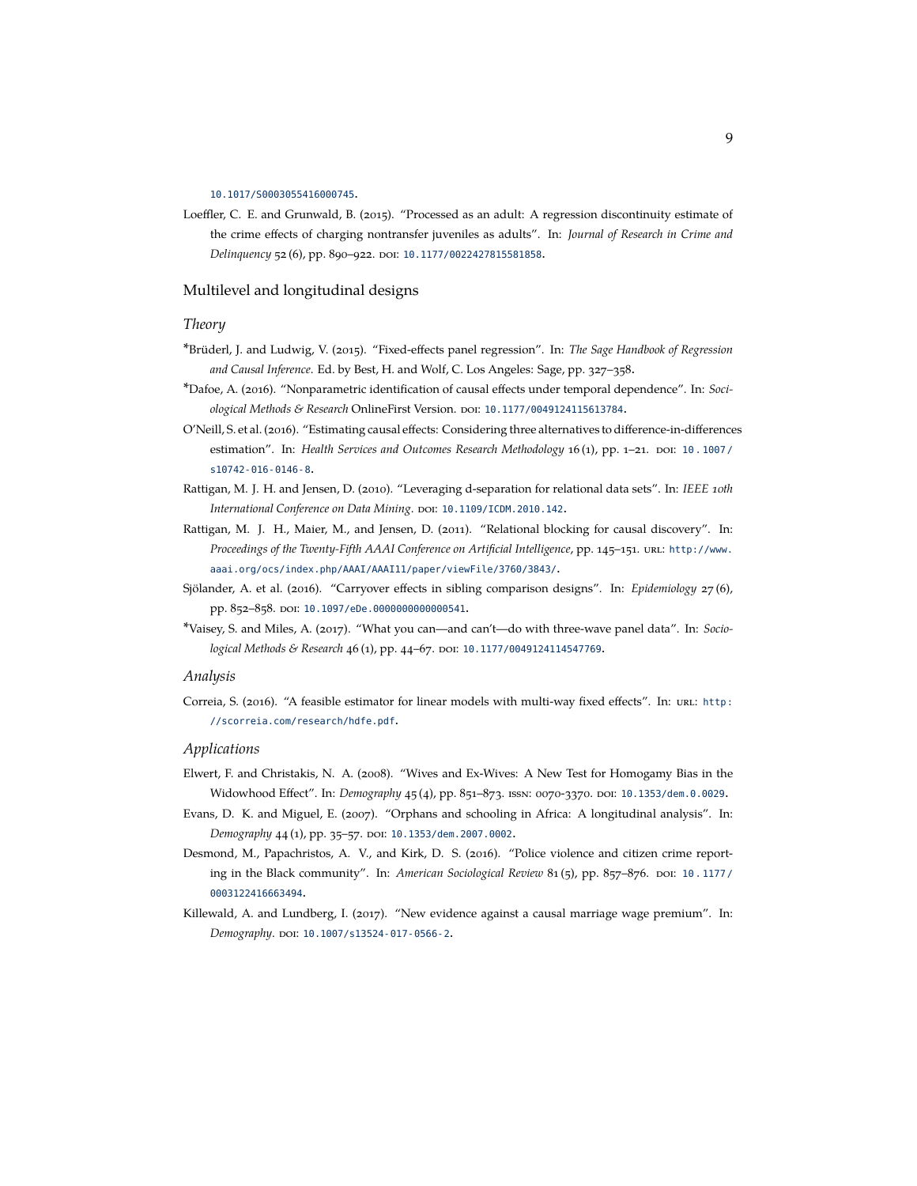10.1017/S0003055416000745.

Loeffler, C. E. and Grunwald, B. (2015). "Processed as an adult: A regression discontinuity estimate of the crime effects of charging nontransfer juveniles as adults". In: *Journal of Research in Crime and Delinquency* 52 (6), pp. 890–922. DOI: 10.1177/0022427815581858.

## Multilevel and longitudinal designs

### *Theory*

*Brüderl, J. and Ludwig, V. (2015). "Fixed-effects panel regression". In: *The Sage Handbook of Regression and Causal Inference*. Ed. by Best, H. and Wolf, C. Los Angeles: Sage, pp. 327–358.

*Dafoe, A. (2016). "Nonparametric identification of causal effects under temporal dependence". In: *Sociological Methods & Research* OnlineFirst Version. DOI: 10.1177/0049124115613784.

O'Neill, S. et al. (2016). "Estimating causal effects: Considering three alternatives to difference-in-differences estimation". In: *Health Services and Outcomes Research Methodology* 16 (1), pp. 1–21. DOI: 10.1007/s10742-016-0146-8.

Rattigan, M. J. H. and Jensen, D. (2010). "Leveraging d-separation for relational data sets". In: *IEEE 10th International Conference on Data Mining*. DOI: 10.1109/ICDM.2010.142.

Rattigan, M. J. H., Maier, M., and Jensen, D. (2011). "Relational blocking for causal discovery". In: *Proceedings of the Twenty-Fifth AAAI Conference on Artificial Intelligence*, pp. 145–151. URL: http://www.aaai.org/ocs/index.php/AAAI/AAAI11/paper/viewFile/3760/3843/.

Sjölander, A. et al. (2016). "Carryover effects in sibling comparison designs". In: *Epidemiology* 27 (6), pp. 852–858. DOI: 10.1097/eDe.0000000000000541.

*Vaisey, S. and Miles, A. (2017). "What you can—and can't—do with three-wave panel data". In: *Sociological Methods & Research* 46 (1), pp. 44–67. DOI: 10.1177/0049124114547769.

### *Analysis*

Correia, S. (2016). "A feasible estimator for linear models with multi-way fixed effects". In: URL: http://scorreia.com/research/hdfe.pdf.

### *Applications*

Elwert, F. and Christakis, N. A. (2008). "Wives and Ex-Wives: A New Test for Homogamy Bias in the Widowhood Effect". In: *Demography* 45 (4), pp. 851–873. ISSN: 0070-3370. DOI: 10.1353/dem.0.0029.

Evans, D. K. and Miguel, E. (2007). "Orphans and schooling in Africa: A longitudinal analysis". In: *Demography* 44 (1), pp. 35–57. DOI: 10.1353/dem.2007.0002.

Desmond, M., Papachristos, A. V., and Kirk, D. S. (2016). "Police violence and citizen crime reporting in the Black community". In: *American Sociological Review* 81 (5), pp. 857–876. DOI: 10.1177/0003122416663494.

Killewald, A. and Lundberg, I. (2017). "New evidence against a causal marriage wage premium". In: *Demography*. DOI: 10.1007/s13524-017-0566-2.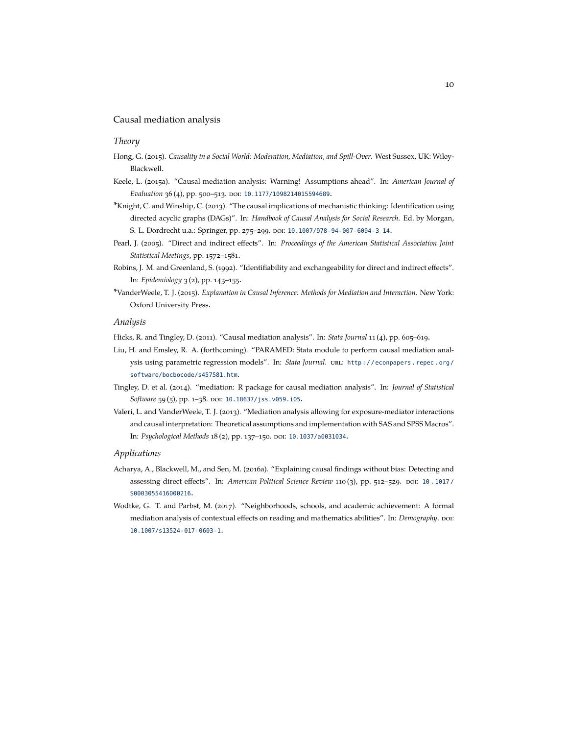## Causal mediation analysis

### Theory

Hong, G. (2015). *Causality in a Social World: Moderation, Mediation, and Spill-Over*. West Sussex, UK: Wiley-Blackwell.

Keele, L. (2015a). "Causal mediation analysis: Warning! Assumptions ahead". In: *American Journal of Evaluation* 36 (4), pp. 500–513. DOI: 10.1177/1098214015594689.

*Knight, C. and Winship, C. (2013). "The causal implications of mechanistic thinking: Identification using directed acyclic graphs (DAGs)". In: *Handbook of Causal Analysis for Social Research*. Ed. by Morgan, S. L. Dordrecht u.a.: Springer, pp. 275–299. DOI: 10.1007/978-94-007-6094-3_14.

Pearl, J. (2005). "Direct and indirect effects". In: *Proceedings of the American Statistical Association Joint Statistical Meetings*, pp. 1572–1581.

Robins, J. M. and Greenland, S. (1992). "Identifiability and exchangeability for direct and indirect effects". In: *Epidemiology* 3 (2), pp. 143–155.

*VanderWeele, T. J. (2015). *Explanation in Causal Inference: Methods for Mediation and Interaction*. New York: Oxford University Press.

### Analysis

Hicks, R. and Tingley, D. (2011). "Causal mediation analysis". In: *Stata Journal* 11 (4), pp. 605–619.

Liu, H. and Emsley, R. A. (forthcoming). "PARAMED: Stata module to perform causal mediation analysis using parametric regression models". In: *Stata Journal*. URL: http://econpapers.repec.org/software/bocbocode/s457581.htm.

Tingley, D. et al. (2014). "mediation: R package for causal mediation analysis". In: *Journal of Statistical Software* 59 (5), pp. 1–38. DOI: 10.18637/jss.v059.i05.

Valeri, L. and VanderWeele, T. J. (2013). "Mediation analysis allowing for exposure-mediator interactions and causal interpretation: Theoretical assumptions and implementation with SAS and SPSS Macros". In: *Psychological Methods* 18 (2), pp. 137–150. DOI: 10.1037/a0031034.

### Applications

Acharya, A., Blackwell, M., and Sen, M. (2016a). "Explaining causal findings without bias: Detecting and assessing direct effects". In: *American Political Science Review* 110 (3), pp. 512–529. DOI: 10.1017/S0003055416000216.

Wodtke, G. T. and Parbst, M. (2017). "Neighborhoods, schools, and academic achievement: A formal mediation analysis of contextual effects on reading and mathematics abilities". In: *Demography*. DOI: 10.1007/s13524-017-0603-1.